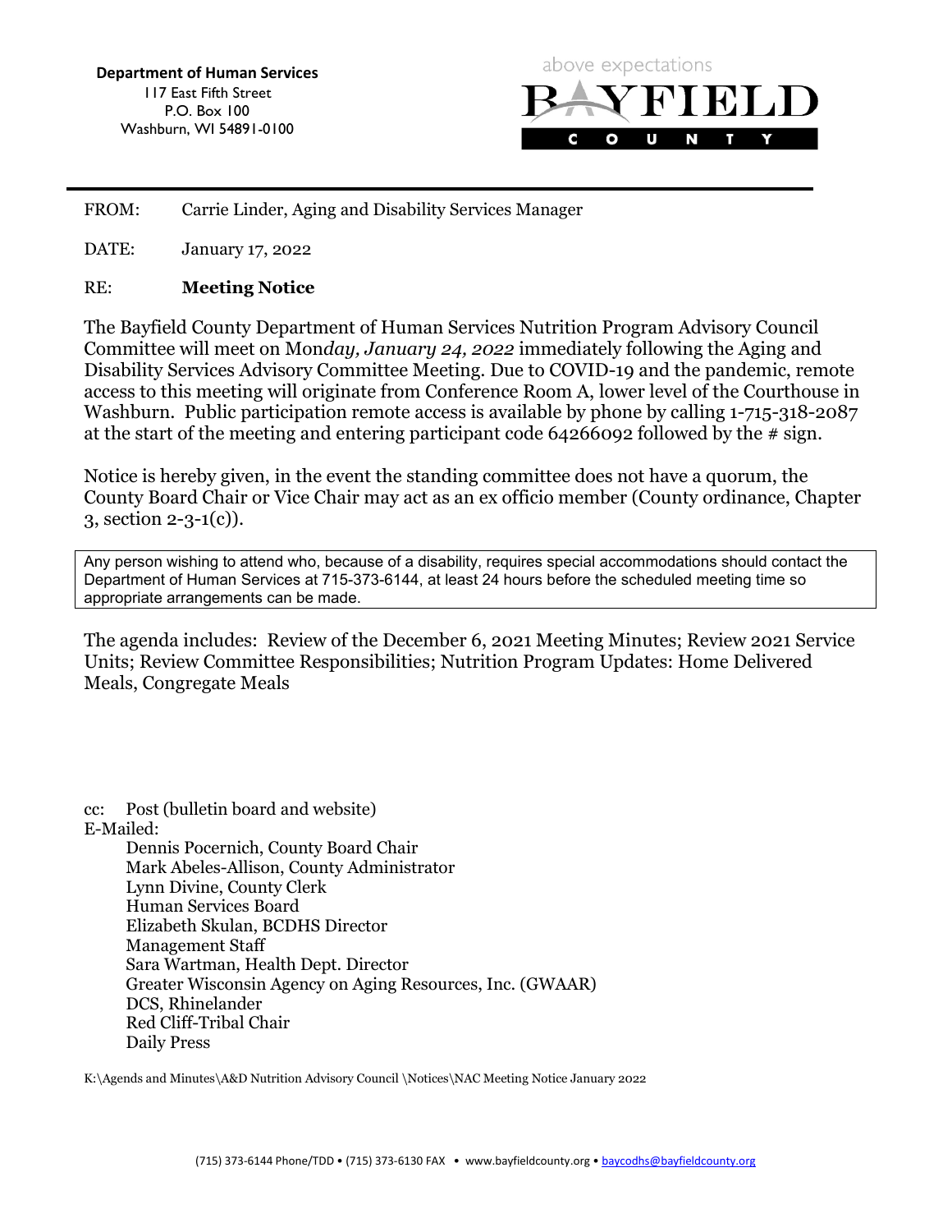**Department of Human Services**
117 East Fifth Street
P.O. Box 100
Washburn, WI 54891-0100

above expectations
BAYFIELD
COUNTY

---

FROM: Carrie Linder, Aging and Disability Services Manager

DATE: January 17, 2022

RE: **Meeting Notice**

The Bayfield County Department of Human Services Nutrition Program Advisory Council Committee will meet on Mon*day, January 24, 2022* immediately following the Aging and Disability Services Advisory Committee Meeting. Due to COVID-19 and the pandemic, remote access to this meeting will originate from Conference Room A, lower level of the Courthouse in Washburn. Public participation remote access is available by phone by calling 1-715-318-2087 at the start of the meeting and entering participant code 64266092 followed by the # sign.

Notice is hereby given, in the event the standing committee does not have a quorum, the County Board Chair or Vice Chair may act as an ex officio member (County ordinance, Chapter 3, section 2-3-1(c)).

Any person wishing to attend who, because of a disability, requires special accommodations should contact the Department of Human Services at 715-373-6144, at least 24 hours before the scheduled meeting time so appropriate arrangements can be made.

The agenda includes: Review of the December 6, 2021 Meeting Minutes; Review 2021 Service Units; Review Committee Responsibilities; Nutrition Program Updates: Home Delivered Meals, Congregate Meals

cc: Post (bulletin board and website)
E-Mailed:
- Dennis Pocernich, County Board Chair
- Mark Abeles-Allison, County Administrator
- Lynn Divine, County Clerk
- Human Services Board
- Elizabeth Skulan, BCDHS Director
- Management Staff
- Sara Wartman, Health Dept. Director
- Greater Wisconsin Agency on Aging Resources, Inc. (GWAAR)
- DCS, Rhinelander
- Red Cliff-Tribal Chair
- Daily Press

K:\Agends and Minutes\A&D Nutrition Advisory Council \Notices\NAC Meeting Notice January 2022

(715) 373-6144 Phone/TDD • (715) 373-6130 FAX • www.bayfieldcounty.org • baycodhs@bayfieldcounty.org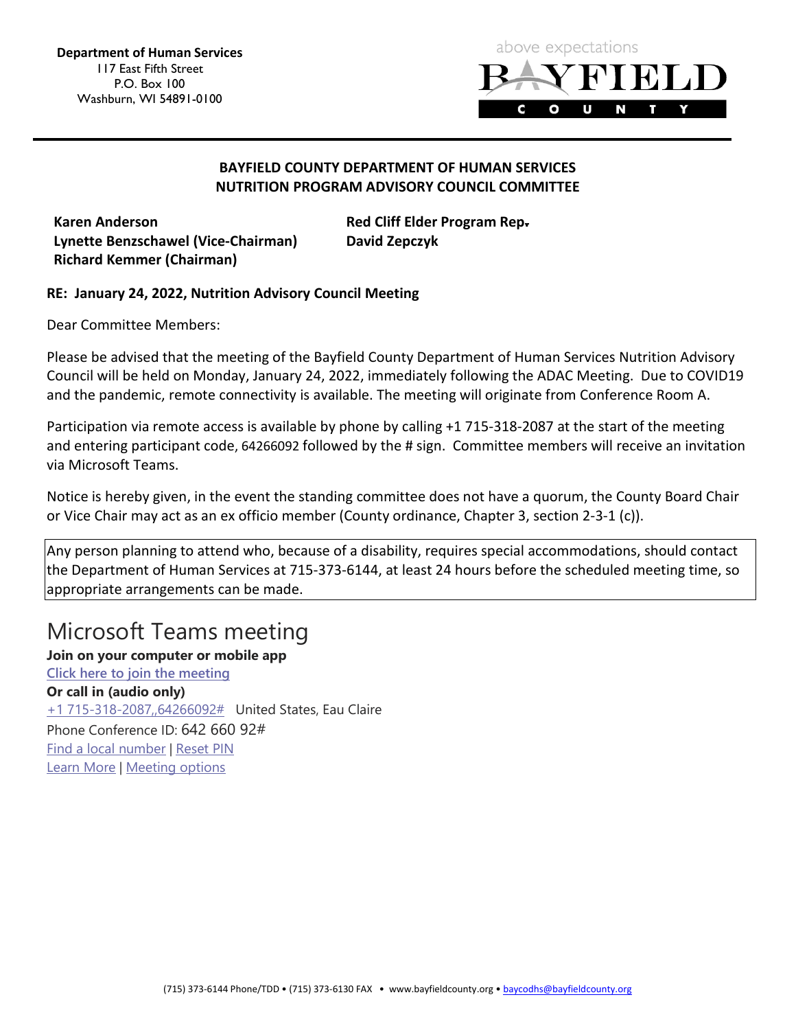**Department of Human Services**
117 East Fifth Street
P.O. Box 100
Washburn, WI 54891-0100

above expectations
BAYFIELD
COUNTY

**BAYFIELD COUNTY DEPARTMENT OF HUMAN SERVICES**
**NUTRITION PROGRAM ADVISORY COUNCIL COMMITTEE**

**Karen Anderson**
**Lynette Benzschawel (Vice-Chairman)**
**Richard Kemmer (Chairman)**
**Red Cliff Elder Program Rep.**
**David Zepczyk**

**RE: January 24, 2022, Nutrition Advisory Council Meeting**

Dear Committee Members:

Please be advised that the meeting of the Bayfield County Department of Human Services Nutrition Advisory Council will be held on Monday, January 24, 2022, immediately following the ADAC Meeting. Due to COVID19 and the pandemic, remote connectivity is available. The meeting will originate from Conference Room A.

Participation via remote access is available by phone by calling +1 715-318-2087 at the start of the meeting and entering participant code, 64266092 followed by the # sign. Committee members will receive an invitation via Microsoft Teams.

Notice is hereby given, in the event the standing committee does not have a quorum, the County Board Chair or Vice Chair may act as an ex officio member (County ordinance, Chapter 3, section 2-3-1 (c)).

Any person planning to attend who, because of a disability, requires special accommodations, should contact the Department of Human Services at 715-373-6144, at least 24 hours before the scheduled meeting time, so appropriate arrangements can be made.

# Microsoft Teams meeting

**Join on your computer or mobile app**
Click here to join the meeting
**Or call in (audio only)**
+1 715-318-2087,,64266092# United States, Eau Claire
Phone Conference ID: 642 660 92#
Find a local number | Reset PIN
Learn More | Meeting options

(715) 373-6144 Phone/TDD • (715) 373-6130 FAX • www.bayfieldcounty.org • baycodhs@bayfieldcounty.org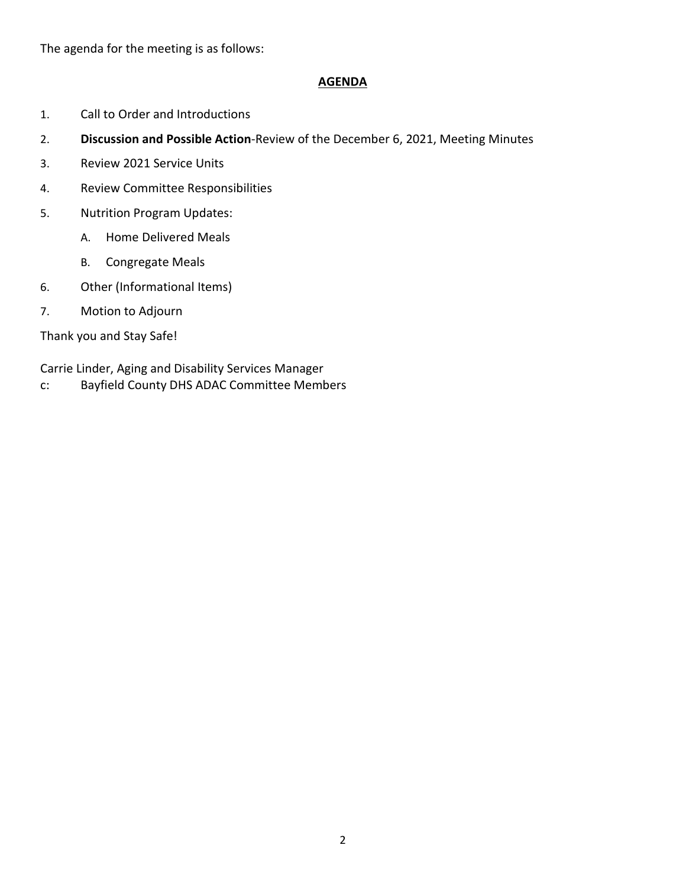The agenda for the meeting is as follows:

**AGENDA**

1. Call to Order and Introductions
2. **Discussion and Possible Action**-Review of the December 6, 2021, Meeting Minutes
3. Review 2021 Service Units
4. Review Committee Responsibilities
5. Nutrition Program Updates:
   - A. Home Delivered Meals
   - B. Congregate Meals
6. Other (Informational Items)
7. Motion to Adjourn

Thank you and Stay Safe!

Carrie Linder, Aging and Disability Services Manager
c: Bayfield County DHS ADAC Committee Members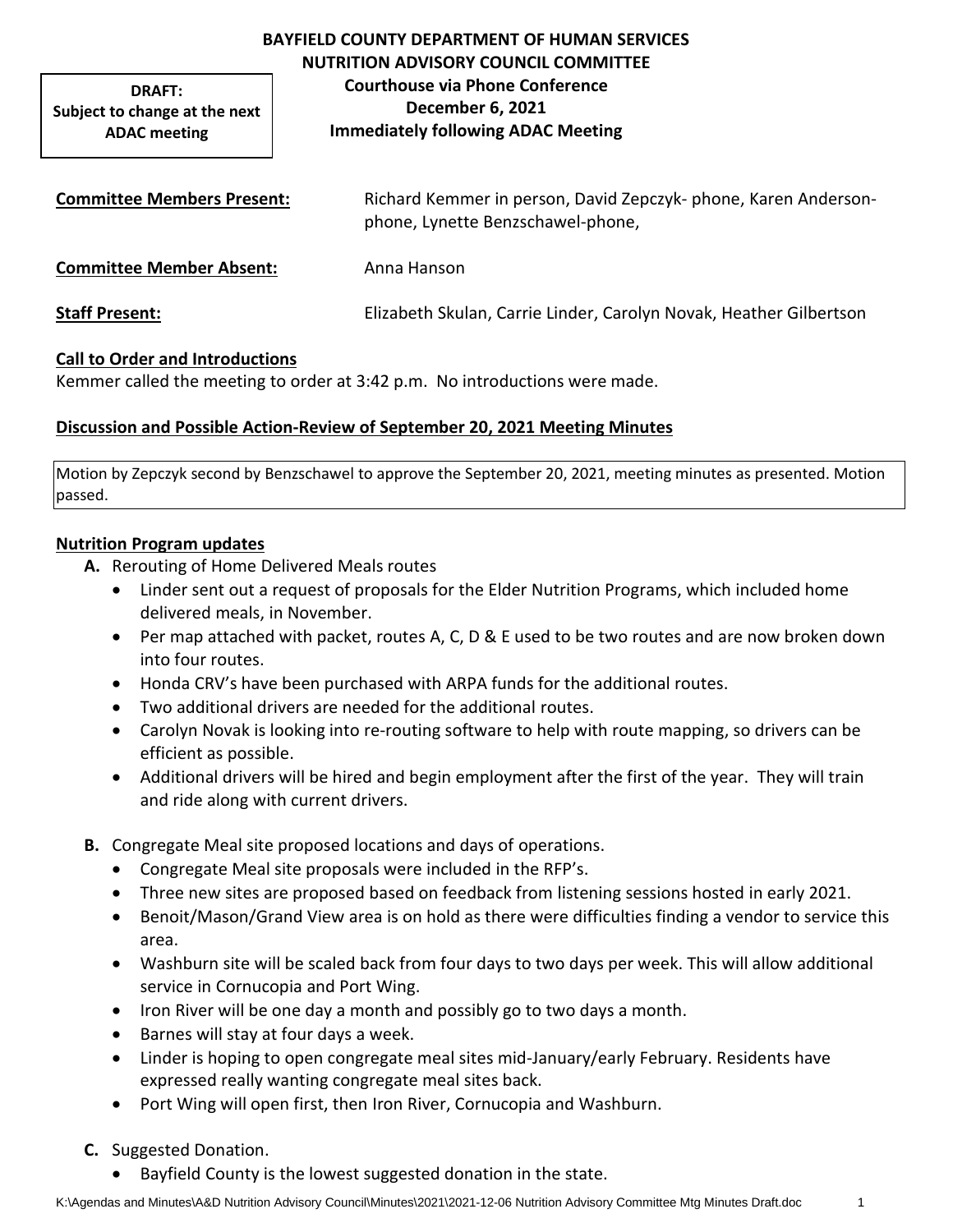**DRAFT: Subject to change at the next ADAC meeting**

**BAYFIELD COUNTY DEPARTMENT OF HUMAN SERVICES**
**NUTRITION ADVISORY COUNCIL COMMITTEE**
**Courthouse via Phone Conference**
**December 6, 2021**
**Immediately following ADAC Meeting**

| | |
|---|---|
| **Committee Members Present:** | Richard Kemmer in person, David Zepczyk- phone, Karen Anderson-phone, Lynette Benzschawel-phone, |
| **Committee Member Absent:** | Anna Hanson |
| **Staff Present:** | Elizabeth Skulan, Carrie Linder, Carolyn Novak, Heather Gilbertson |

**Call to Order and Introductions**

Kemmer called the meeting to order at 3:42 p.m. No introductions were made.

**Discussion and Possible Action-Review of September 20, 2021 Meeting Minutes**

Motion by Zepczyk second by Benzschawel to approve the September 20, 2021, meeting minutes as presented. Motion passed.

**Nutrition Program updates**

**A.** Rerouting of Home Delivered Meals routes

- Linder sent out a request of proposals for the Elder Nutrition Programs, which included home delivered meals, in November.
- Per map attached with packet, routes A, C, D & E used to be two routes and are now broken down into four routes.
- Honda CRV's have been purchased with ARPA funds for the additional routes.
- Two additional drivers are needed for the additional routes.
- Carolyn Novak is looking into re-routing software to help with route mapping, so drivers can be efficient as possible.
- Additional drivers will be hired and begin employment after the first of the year. They will train and ride along with current drivers.

**B.** Congregate Meal site proposed locations and days of operations.

- Congregate Meal site proposals were included in the RFP's.
- Three new sites are proposed based on feedback from listening sessions hosted in early 2021.
- Benoit/Mason/Grand View area is on hold as there were difficulties finding a vendor to service this area.
- Washburn site will be scaled back from four days to two days per week. This will allow additional service in Cornucopia and Port Wing.
- Iron River will be one day a month and possibly go to two days a month.
- Barnes will stay at four days a week.
- Linder is hoping to open congregate meal sites mid-January/early February. Residents have expressed really wanting congregate meal sites back.
- Port Wing will open first, then Iron River, Cornucopia and Washburn.

**C.** Suggested Donation.

- Bayfield County is the lowest suggested donation in the state.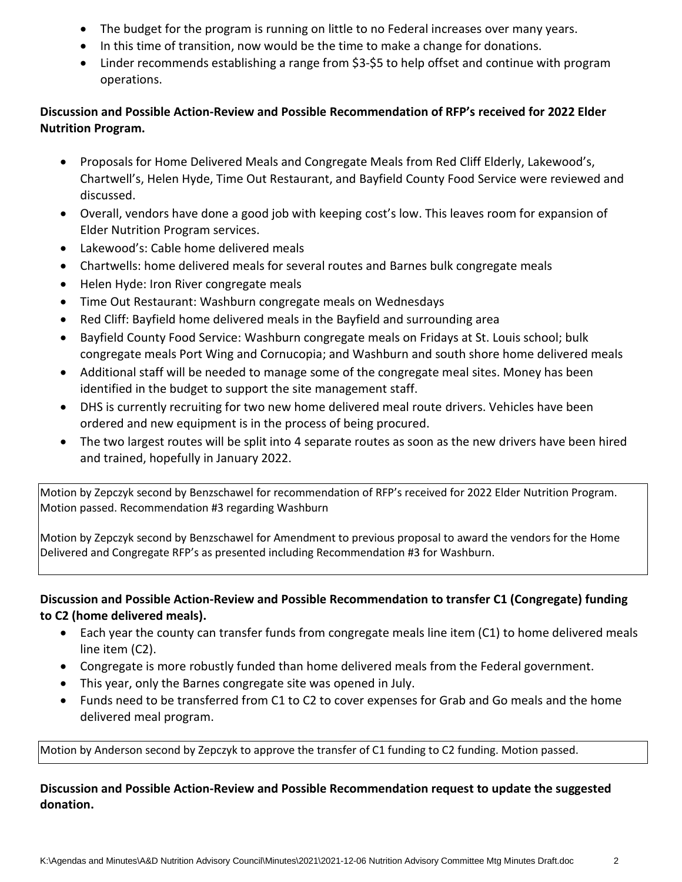- The budget for the program is running on little to no Federal increases over many years.
- In this time of transition, now would be the time to make a change for donations.
- Linder recommends establishing a range from $3-$5 to help offset and continue with program operations.

**Discussion and Possible Action-Review and Possible Recommendation of RFP's received for 2022 Elder Nutrition Program.**

- Proposals for Home Delivered Meals and Congregate Meals from Red Cliff Elderly, Lakewood's, Chartwell's, Helen Hyde, Time Out Restaurant, and Bayfield County Food Service were reviewed and discussed.
- Overall, vendors have done a good job with keeping cost's low. This leaves room for expansion of Elder Nutrition Program services.
- Lakewood's: Cable home delivered meals
- Chartwells: home delivered meals for several routes and Barnes bulk congregate meals
- Helen Hyde: Iron River congregate meals
- Time Out Restaurant: Washburn congregate meals on Wednesdays
- Red Cliff: Bayfield home delivered meals in the Bayfield and surrounding area
- Bayfield County Food Service: Washburn congregate meals on Fridays at St. Louis school; bulk congregate meals Port Wing and Cornucopia; and Washburn and south shore home delivered meals
- Additional staff will be needed to manage some of the congregate meal sites. Money has been identified in the budget to support the site management staff.
- DHS is currently recruiting for two new home delivered meal route drivers. Vehicles have been ordered and new equipment is in the process of being procured.
- The two largest routes will be split into 4 separate routes as soon as the new drivers have been hired and trained, hopefully in January 2022.

Motion by Zepczyk second by Benzschawel for recommendation of RFP's received for 2022 Elder Nutrition Program. Motion passed. Recommendation #3 regarding Washburn

Motion by Zepczyk second by Benzschawel for Amendment to previous proposal to award the vendors for the Home Delivered and Congregate RFP's as presented including Recommendation #3 for Washburn.

**Discussion and Possible Action-Review and Possible Recommendation to transfer C1 (Congregate) funding to C2 (home delivered meals).**

- Each year the county can transfer funds from congregate meals line item (C1) to home delivered meals line item (C2).
- Congregate is more robustly funded than home delivered meals from the Federal government.
- This year, only the Barnes congregate site was opened in July.
- Funds need to be transferred from C1 to C2 to cover expenses for Grab and Go meals and the home delivered meal program.

Motion by Anderson second by Zepczyk to approve the transfer of C1 funding to C2 funding. Motion passed.

**Discussion and Possible Action-Review and Possible Recommendation request to update the suggested donation.**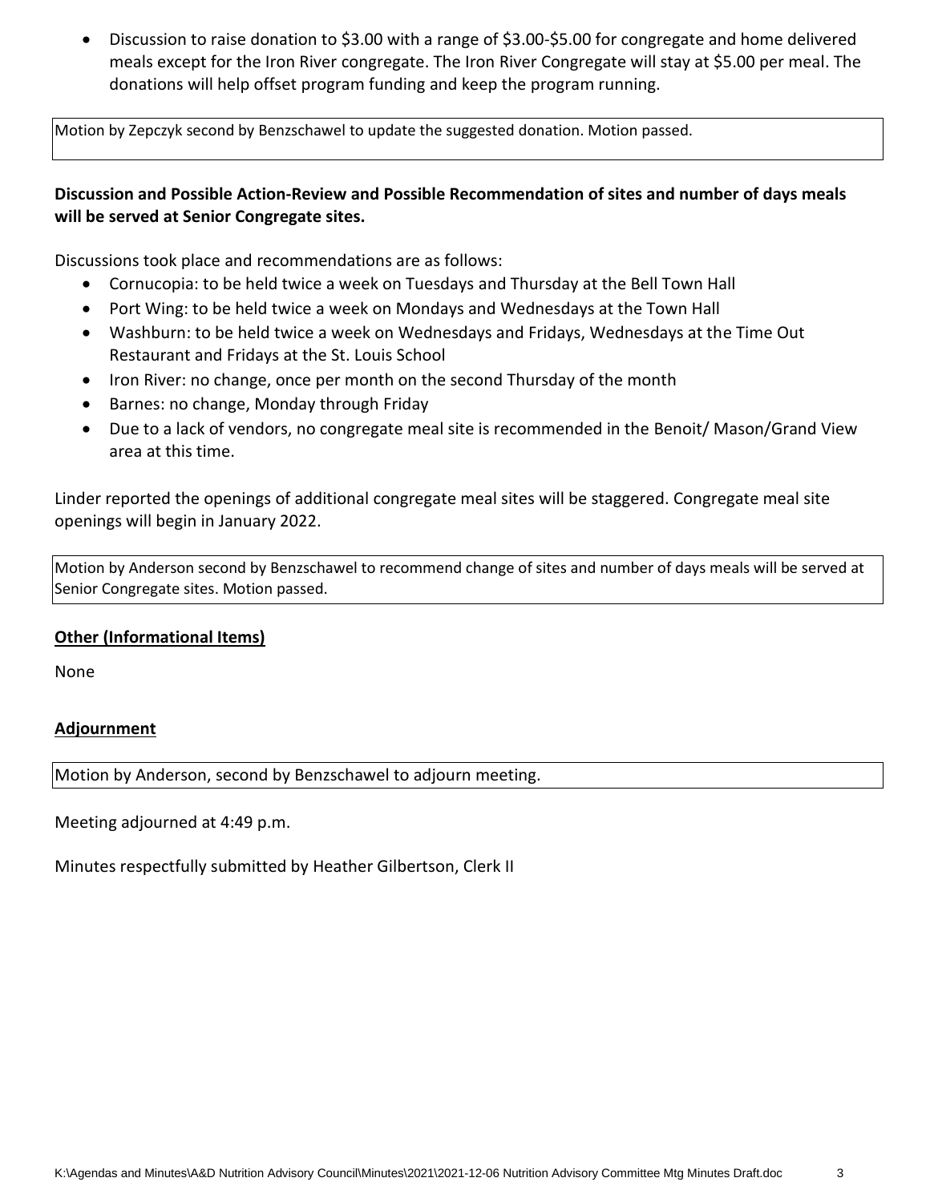- Discussion to raise donation to $3.00 with a range of $3.00-$5.00 for congregate and home delivered meals except for the Iron River congregate. The Iron River Congregate will stay at $5.00 per meal. The donations will help offset program funding and keep the program running.

Motion by Zepczyk second by Benzschawel to update the suggested donation. Motion passed.

**Discussion and Possible Action-Review and Possible Recommendation of sites and number of days meals will be served at Senior Congregate sites.**

Discussions took place and recommendations are as follows:

- Cornucopia: to be held twice a week on Tuesdays and Thursday at the Bell Town Hall
- Port Wing: to be held twice a week on Mondays and Wednesdays at the Town Hall
- Washburn: to be held twice a week on Wednesdays and Fridays, Wednesdays at the Time Out Restaurant and Fridays at the St. Louis School
- Iron River: no change, once per month on the second Thursday of the month
- Barnes: no change, Monday through Friday
- Due to a lack of vendors, no congregate meal site is recommended in the Benoit/ Mason/Grand View area at this time.

Linder reported the openings of additional congregate meal sites will be staggered. Congregate meal site openings will begin in January 2022.

Motion by Anderson second by Benzschawel to recommend change of sites and number of days meals will be served at Senior Congregate sites. Motion passed.

**Other (Informational Items)**

None

**Adjournment**

Motion by Anderson, second by Benzschawel to adjourn meeting.

Meeting adjourned at 4:49 p.m.

Minutes respectfully submitted by Heather Gilbertson, Clerk II